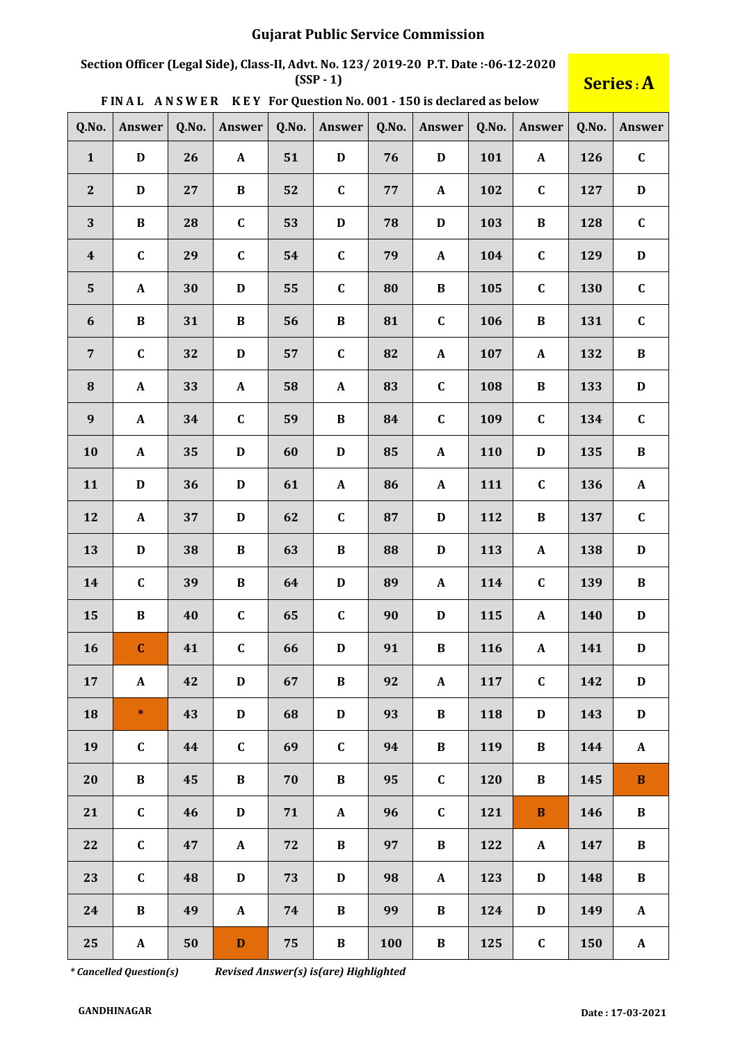# Gujarat Public Service Commission

**Section Officer (Legal Side), Class-II, Advt. No. 123/ 2019-20 P.T. Date :-06-12-2020 (SSP - 1)**

**Series : A**

**FINAL ANSWER KEY For Question No. 001 - 150 is declared as below**

| Q.No. | Answer | Q.No. | Answer | Q.No. | Answer | Q.No. | Answer | Q.No. | Answer | Q.No. | Answer |
|---|---|---|---|---|---|---|---|---|---|---|---|
| 1 | D | 26 | A | 51 | D | 76 | D | 101 | A | 126 | C |
| 2 | D | 27 | B | 52 | C | 77 | A | 102 | C | 127 | D |
| 3 | B | 28 | C | 53 | D | 78 | D | 103 | B | 128 | C |
| 4 | C | 29 | C | 54 | C | 79 | A | 104 | C | 129 | D |
| 5 | A | 30 | D | 55 | C | 80 | B | 105 | C | 130 | C |
| 6 | B | 31 | B | 56 | B | 81 | C | 106 | B | 131 | C |
| 7 | C | 32 | D | 57 | C | 82 | A | 107 | A | 132 | B |
| 8 | A | 33 | A | 58 | A | 83 | C | 108 | B | 133 | D |
| 9 | A | 34 | C | 59 | B | 84 | C | 109 | C | 134 | C |
| 10 | A | 35 | D | 60 | D | 85 | A | 110 | D | 135 | B |
| 11 | D | 36 | D | 61 | A | 86 | A | 111 | C | 136 | A |
| 12 | A | 37 | D | 62 | C | 87 | D | 112 | B | 137 | C |
| 13 | D | 38 | B | 63 | B | 88 | D | 113 | A | 138 | D |
| 14 | C | 39 | B | 64 | D | 89 | A | 114 | C | 139 | B |
| 15 | B | 40 | C | 65 | C | 90 | D | 115 | A | 140 | D |
| 16 | C | 41 | C | 66 | D | 91 | B | 116 | A | 141 | D |
| 17 | A | 42 | D | 67 | B | 92 | A | 117 | C | 142 | D |
| 18 | * | 43 | D | 68 | D | 93 | B | 118 | D | 143 | D |
| 19 | C | 44 | C | 69 | C | 94 | B | 119 | B | 144 | A |
| 20 | B | 45 | B | 70 | B | 95 | C | 120 | B | 145 | B |
| 21 | C | 46 | D | 71 | A | 96 | C | 121 | B | 146 | B |
| 22 | C | 47 | A | 72 | B | 97 | B | 122 | A | 147 | B |
| 23 | C | 48 | D | 73 | D | 98 | A | 123 | D | 148 | B |
| 24 | B | 49 | A | 74 | B | 99 | B | 124 | D | 149 | A |
| 25 | A | 50 | D | 75 | B | 100 | B | 125 | C | 150 | A |

*\* Cancelled Question(s)* *Revised Answer(s) is(are) Highlighted*

**GANDHINAGAR** **Date : 17-03-2021**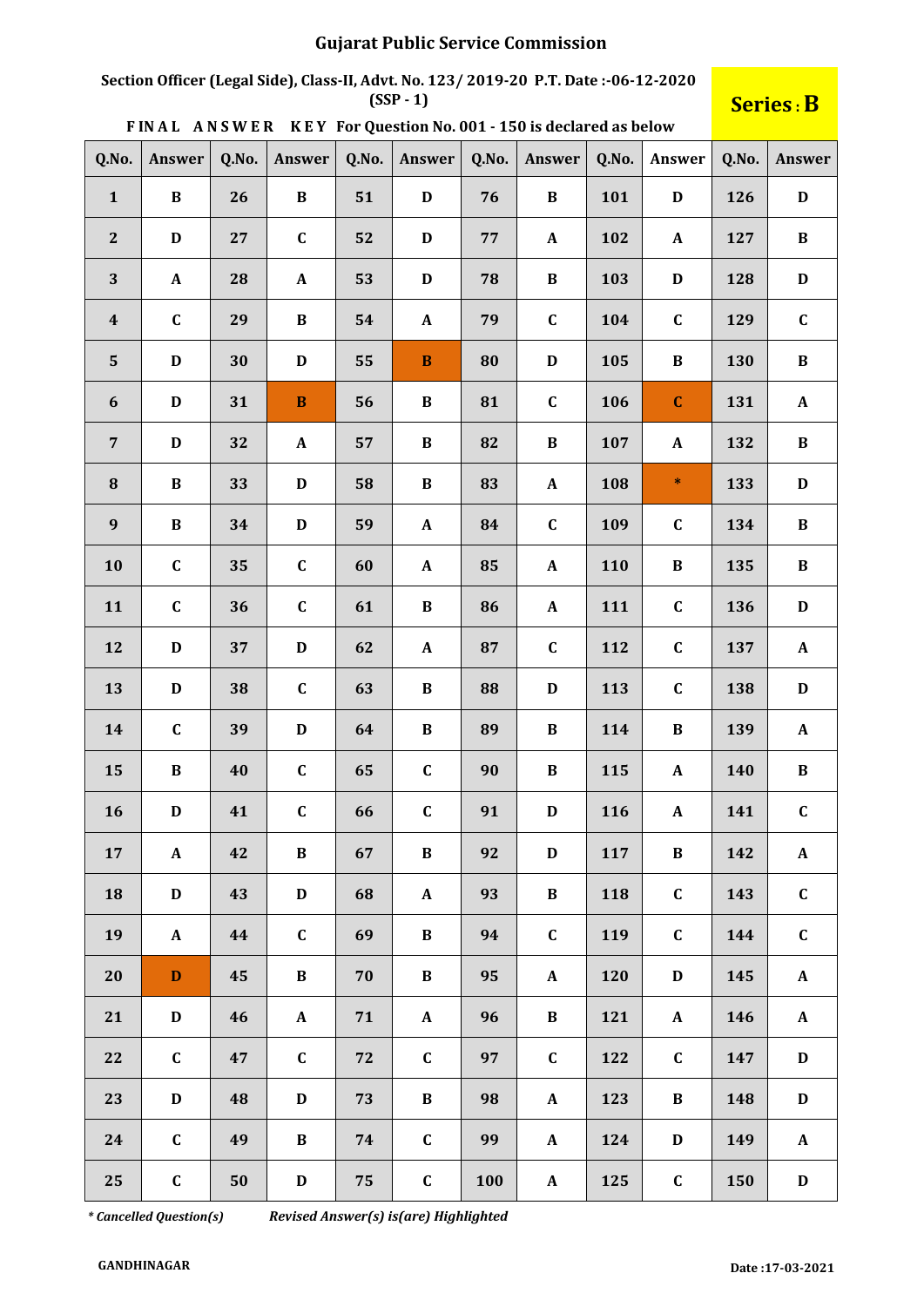# Gujarat Public Service Commission

**Section Officer (Legal Side), Class-II, Advt. No. 123/ 2019-20 P.T. Date :-06-12-2020 (SSP - 1)**

**Series : B**

**FINAL ANSWER KEY For Question No. 001 - 150 is declared as below**

| Q.No. | Answer | Q.No. | Answer | Q.No. | Answer | Q.No. | Answer | Q.No. | Answer | Q.No. | Answer |
|---|---|---|---|---|---|---|---|---|---|---|---|
| 1 | B | 26 | B | 51 | D | 76 | B | 101 | D | 126 | D |
| 2 | D | 27 | C | 52 | D | 77 | A | 102 | A | 127 | B |
| 3 | A | 28 | A | 53 | D | 78 | B | 103 | D | 128 | D |
| 4 | C | 29 | B | 54 | A | 79 | C | 104 | C | 129 | C |
| 5 | D | 30 | D | 55 | B | 80 | D | 105 | B | 130 | B |
| 6 | D | 31 | B | 56 | B | 81 | C | 106 | C | 131 | A |
| 7 | D | 32 | A | 57 | B | 82 | B | 107 | A | 132 | B |
| 8 | B | 33 | D | 58 | B | 83 | A | 108 | * | 133 | D |
| 9 | B | 34 | D | 59 | A | 84 | C | 109 | C | 134 | B |
| 10 | C | 35 | C | 60 | A | 85 | A | 110 | B | 135 | B |
| 11 | C | 36 | C | 61 | B | 86 | A | 111 | C | 136 | D |
| 12 | D | 37 | D | 62 | A | 87 | C | 112 | C | 137 | A |
| 13 | D | 38 | C | 63 | B | 88 | D | 113 | C | 138 | D |
| 14 | C | 39 | D | 64 | B | 89 | B | 114 | B | 139 | A |
| 15 | B | 40 | C | 65 | C | 90 | B | 115 | A | 140 | B |
| 16 | D | 41 | C | 66 | C | 91 | D | 116 | A | 141 | C |
| 17 | A | 42 | B | 67 | B | 92 | D | 117 | B | 142 | A |
| 18 | D | 43 | D | 68 | A | 93 | B | 118 | C | 143 | C |
| 19 | A | 44 | C | 69 | B | 94 | C | 119 | C | 144 | C |
| 20 | D | 45 | B | 70 | B | 95 | A | 120 | D | 145 | A |
| 21 | D | 46 | A | 71 | A | 96 | B | 121 | A | 146 | A |
| 22 | C | 47 | C | 72 | C | 97 | C | 122 | C | 147 | D |
| 23 | D | 48 | D | 73 | B | 98 | A | 123 | B | 148 | D |
| 24 | C | 49 | B | 74 | C | 99 | A | 124 | D | 149 | A |
| 25 | C | 50 | D | 75 | C | 100 | A | 125 | C | 150 | D |

*\* Cancelled Question(s)* *Revised Answer(s) is(are) Highlighted*

**GANDHINAGAR** **Date :17-03-2021**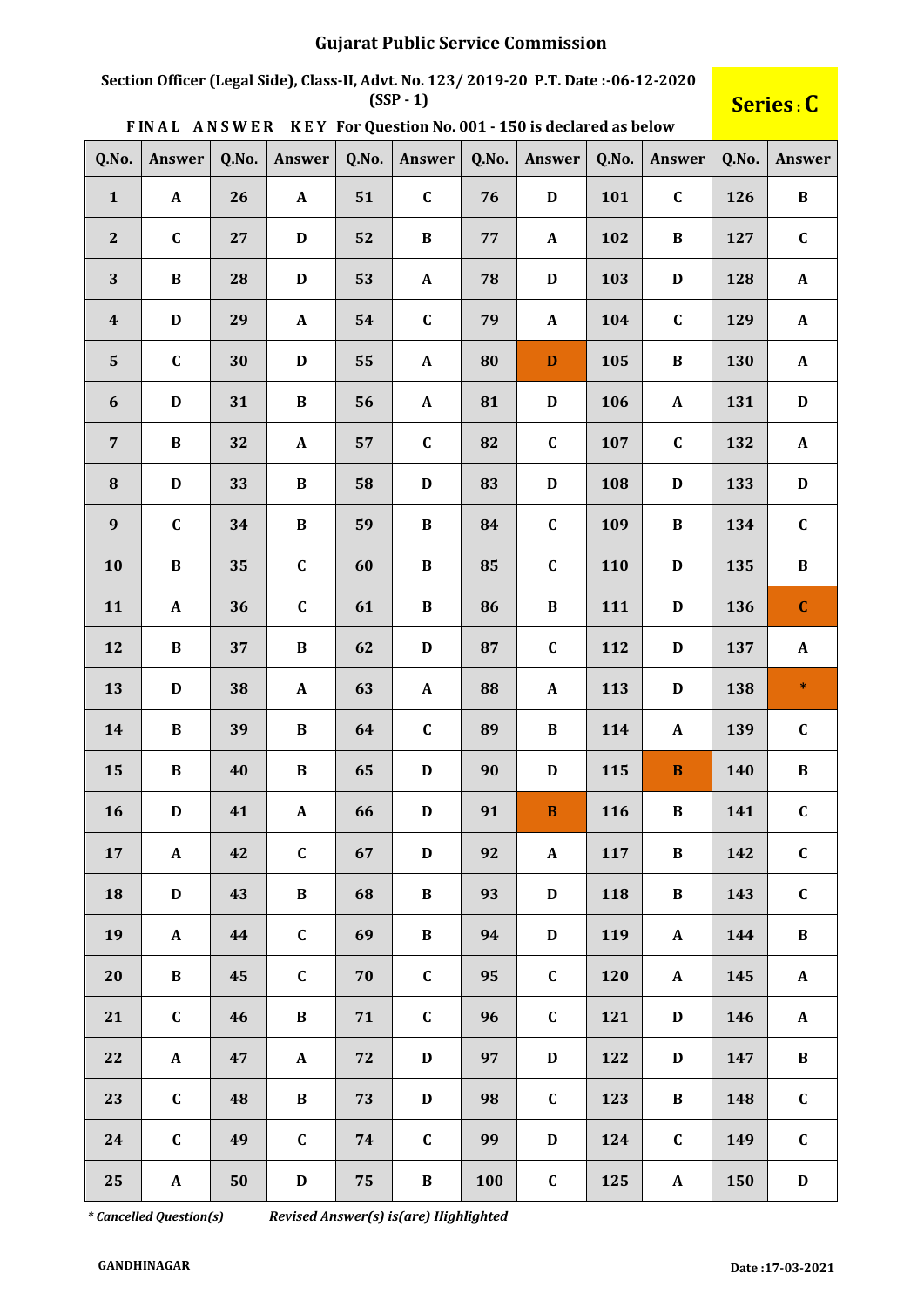# Gujarat Public Service Commission

**Section Officer (Legal Side), Class-II, Advt. No. 123/ 2019-20 P.T. Date :-06-12-2020 (SSP - 1)**

**Series : C**

**FINAL ANSWER KEY For Question No. 001 - 150 is declared as below**

| Q.No. | Answer | Q.No. | Answer | Q.No. | Answer | Q.No. | Answer | Q.No. | Answer | Q.No. | Answer |
|---|---|---|---|---|---|---|---|---|---|---|---|
| 1 | A | 26 | A | 51 | C | 76 | D | 101 | C | 126 | B |
| 2 | C | 27 | D | 52 | B | 77 | A | 102 | B | 127 | C |
| 3 | B | 28 | D | 53 | A | 78 | D | 103 | D | 128 | A |
| 4 | D | 29 | A | 54 | C | 79 | A | 104 | C | 129 | A |
| 5 | C | 30 | D | 55 | A | 80 | D | 105 | B | 130 | A |
| 6 | D | 31 | B | 56 | A | 81 | D | 106 | A | 131 | D |
| 7 | B | 32 | A | 57 | C | 82 | C | 107 | C | 132 | A |
| 8 | D | 33 | B | 58 | D | 83 | D | 108 | D | 133 | D |
| 9 | C | 34 | B | 59 | B | 84 | C | 109 | B | 134 | C |
| 10 | B | 35 | C | 60 | B | 85 | C | 110 | D | 135 | B |
| 11 | A | 36 | C | 61 | B | 86 | B | 111 | D | 136 | C |
| 12 | B | 37 | B | 62 | D | 87 | C | 112 | D | 137 | A |
| 13 | D | 38 | A | 63 | A | 88 | A | 113 | D | 138 | * |
| 14 | B | 39 | B | 64 | C | 89 | B | 114 | A | 139 | C |
| 15 | B | 40 | B | 65 | D | 90 | D | 115 | B | 140 | B |
| 16 | D | 41 | A | 66 | D | 91 | B | 116 | B | 141 | C |
| 17 | A | 42 | C | 67 | D | 92 | A | 117 | B | 142 | C |
| 18 | D | 43 | B | 68 | B | 93 | D | 118 | B | 143 | C |
| 19 | A | 44 | C | 69 | B | 94 | D | 119 | A | 144 | B |
| 20 | B | 45 | C | 70 | C | 95 | C | 120 | A | 145 | A |
| 21 | C | 46 | B | 71 | C | 96 | C | 121 | D | 146 | A |
| 22 | A | 47 | A | 72 | D | 97 | D | 122 | D | 147 | B |
| 23 | C | 48 | B | 73 | D | 98 | C | 123 | B | 148 | C |
| 24 | C | 49 | C | 74 | C | 99 | D | 124 | C | 149 | C |
| 25 | A | 50 | D | 75 | B | 100 | C | 125 | A | 150 | D |

*\* Cancelled Question(s)* *Revised Answer(s) is(are) Highlighted*

**GANDHINAGAR** **Date :17-03-2021**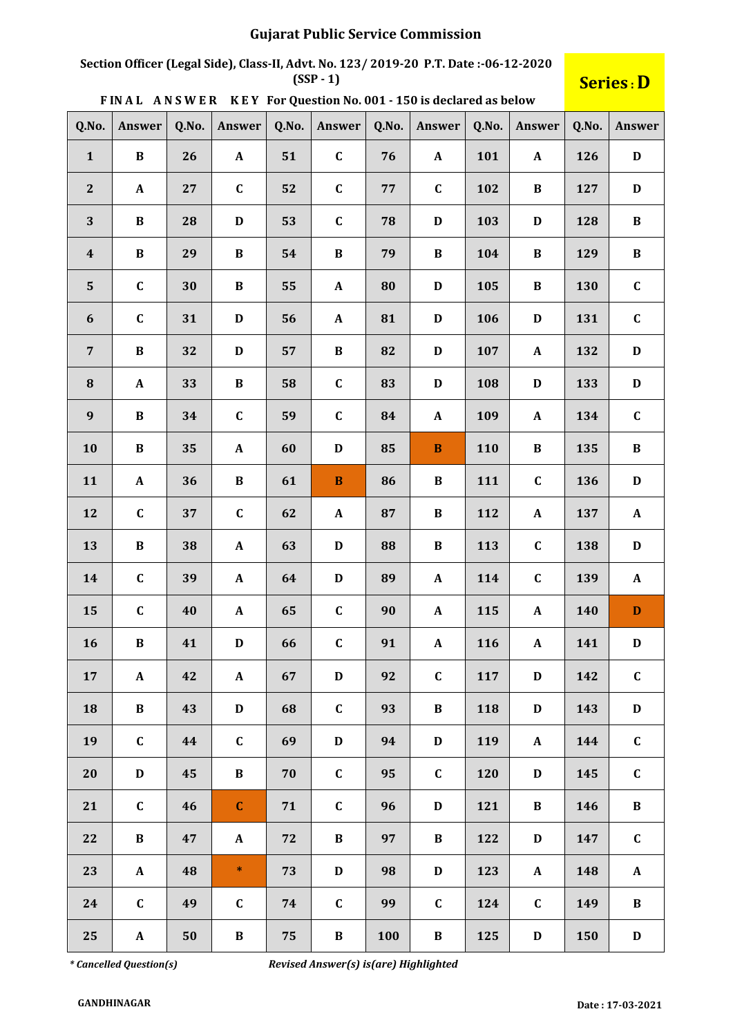# Gujarat Public Service Commission

**Section Officer (Legal Side), Class-II, Advt. No. 123/ 2019-20 P.T. Date :-06-12-2020 (SSP - 1)**

**Series : D**

**FINAL ANSWER KEY For Question No. 001 - 150 is declared as below**

| Q.No. | Answer | Q.No. | Answer | Q.No. | Answer | Q.No. | Answer | Q.No. | Answer | Q.No. | Answer |
|---|---|---|---|---|---|---|---|---|---|---|---|
| 1 | B | 26 | A | 51 | C | 76 | A | 101 | A | 126 | D |
| 2 | A | 27 | C | 52 | C | 77 | C | 102 | B | 127 | D |
| 3 | B | 28 | D | 53 | C | 78 | D | 103 | D | 128 | B |
| 4 | B | 29 | B | 54 | B | 79 | B | 104 | B | 129 | B |
| 5 | C | 30 | B | 55 | A | 80 | D | 105 | B | 130 | C |
| 6 | C | 31 | D | 56 | A | 81 | D | 106 | D | 131 | C |
| 7 | B | 32 | D | 57 | B | 82 | D | 107 | A | 132 | D |
| 8 | A | 33 | B | 58 | C | 83 | D | 108 | D | 133 | D |
| 9 | B | 34 | C | 59 | C | 84 | A | 109 | A | 134 | C |
| 10 | B | 35 | A | 60 | D | 85 | B | 110 | B | 135 | B |
| 11 | A | 36 | B | 61 | B | 86 | B | 111 | C | 136 | D |
| 12 | C | 37 | C | 62 | A | 87 | B | 112 | A | 137 | A |
| 13 | B | 38 | A | 63 | D | 88 | B | 113 | C | 138 | D |
| 14 | C | 39 | A | 64 | D | 89 | A | 114 | C | 139 | A |
| 15 | C | 40 | A | 65 | C | 90 | A | 115 | A | 140 | D |
| 16 | B | 41 | D | 66 | C | 91 | A | 116 | A | 141 | D |
| 17 | A | 42 | A | 67 | D | 92 | C | 117 | D | 142 | C |
| 18 | B | 43 | D | 68 | C | 93 | B | 118 | D | 143 | D |
| 19 | C | 44 | C | 69 | D | 94 | D | 119 | A | 144 | C |
| 20 | D | 45 | B | 70 | C | 95 | C | 120 | D | 145 | C |
| 21 | C | 46 | C | 71 | C | 96 | D | 121 | B | 146 | B |
| 22 | B | 47 | A | 72 | B | 97 | B | 122 | D | 147 | C |
| 23 | A | 48 | * | 73 | D | 98 | D | 123 | A | 148 | A |
| 24 | C | 49 | C | 74 | C | 99 | C | 124 | C | 149 | B |
| 25 | A | 50 | B | 75 | B | 100 | B | 125 | D | 150 | D |

*\* Cancelled Question(s)*     *Revised Answer(s) is(are) Highlighted*

**GANDHINAGAR**     **Date : 17-03-2021**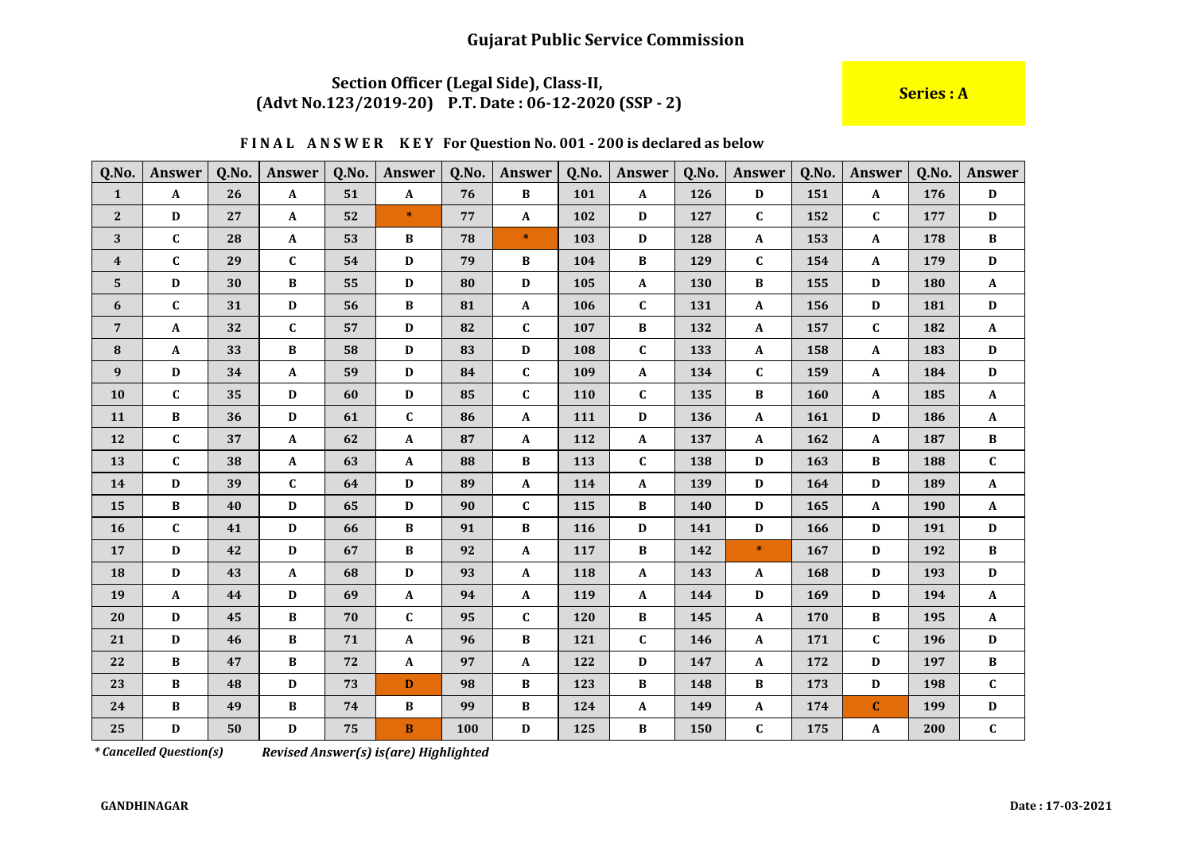# Gujarat Public Service Commission

## Section Officer (Legal Side), Class-II,
## (Advt No.123/2019-20) P.T. Date : 06-12-2020 (SSP - 2)

**Series : A**

**FINAL ANSWER KEY For Question No. 001 - 200 is declared as below**

| Q.No. | Answer | Q.No. | Answer | Q.No. | Answer | Q.No. | Answer | Q.No. | Answer | Q.No. | Answer | Q.No. | Answer | Q.No. | Answer |
|---|---|---|---|---|---|---|---|---|---|---|---|---|---|---|---|
| 1 | A | 26 | A | 51 | A | 76 | B | 101 | A | 126 | D | 151 | A | 176 | D |
| 2 | D | 27 | A | 52 | * | 77 | A | 102 | D | 127 | C | 152 | C | 177 | D |
| 3 | C | 28 | A | 53 | B | 78 | * | 103 | D | 128 | A | 153 | A | 178 | B |
| 4 | C | 29 | C | 54 | D | 79 | B | 104 | B | 129 | C | 154 | A | 179 | D |
| 5 | D | 30 | B | 55 | D | 80 | D | 105 | A | 130 | B | 155 | D | 180 | A |
| 6 | C | 31 | D | 56 | B | 81 | A | 106 | C | 131 | A | 156 | D | 181 | D |
| 7 | A | 32 | C | 57 | D | 82 | C | 107 | B | 132 | A | 157 | C | 182 | A |
| 8 | A | 33 | B | 58 | D | 83 | D | 108 | C | 133 | A | 158 | A | 183 | D |
| 9 | D | 34 | A | 59 | D | 84 | C | 109 | A | 134 | C | 159 | A | 184 | D |
| 10 | C | 35 | D | 60 | D | 85 | C | 110 | C | 135 | B | 160 | A | 185 | A |
| 11 | B | 36 | D | 61 | C | 86 | A | 111 | D | 136 | A | 161 | D | 186 | A |
| 12 | C | 37 | A | 62 | A | 87 | A | 112 | A | 137 | A | 162 | A | 187 | B |
| 13 | C | 38 | A | 63 | A | 88 | B | 113 | C | 138 | D | 163 | B | 188 | C |
| 14 | D | 39 | C | 64 | D | 89 | A | 114 | A | 139 | D | 164 | D | 189 | A |
| 15 | B | 40 | D | 65 | D | 90 | C | 115 | B | 140 | D | 165 | A | 190 | A |
| 16 | C | 41 | D | 66 | B | 91 | B | 116 | D | 141 | D | 166 | D | 191 | D |
| 17 | D | 42 | D | 67 | B | 92 | A | 117 | B | 142 | * | 167 | D | 192 | B |
| 18 | D | 43 | A | 68 | D | 93 | A | 118 | A | 143 | A | 168 | D | 193 | D |
| 19 | A | 44 | D | 69 | A | 94 | A | 119 | A | 144 | D | 169 | D | 194 | A |
| 20 | D | 45 | B | 70 | C | 95 | C | 120 | B | 145 | A | 170 | B | 195 | A |
| 21 | D | 46 | B | 71 | A | 96 | B | 121 | C | 146 | A | 171 | C | 196 | D |
| 22 | B | 47 | B | 72 | A | 97 | A | 122 | D | 147 | A | 172 | D | 197 | B |
| 23 | B | 48 | D | 73 | D | 98 | B | 123 | B | 148 | B | 173 | D | 198 | C |
| 24 | B | 49 | B | 74 | B | 99 | B | 124 | A | 149 | A | 174 | C | 199 | D |
| 25 | D | 50 | D | 75 | B | 100 | D | 125 | B | 150 | C | 175 | A | 200 | C |

*\* Cancelled Question(s)* *Revised Answer(s) is(are) Highlighted*

**GANDHINAGAR** **Date : 17-03-2021**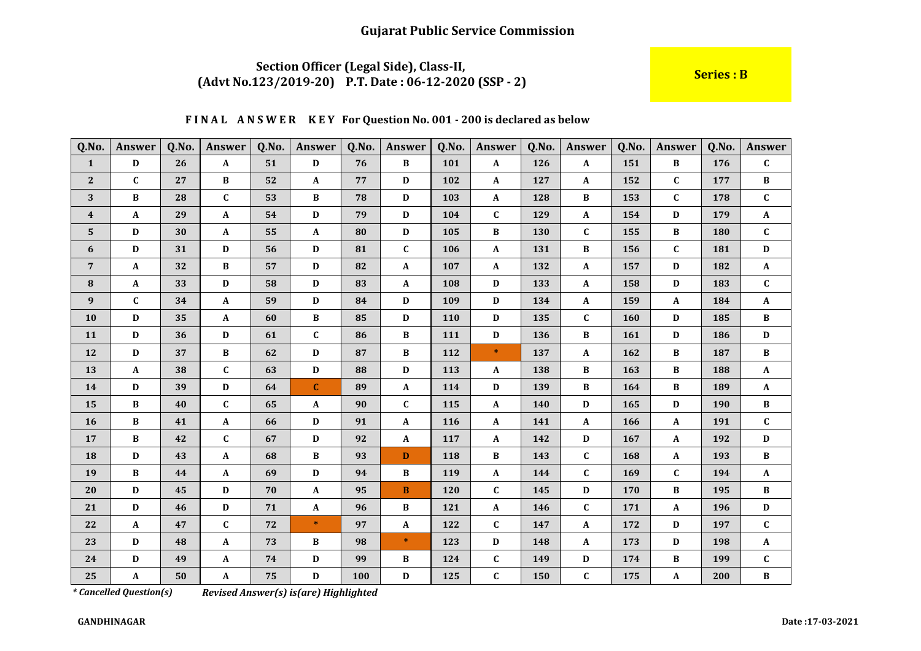# Gujarat Public Service Commission

## Section Officer (Legal Side), Class-II, (Advt No.123/2019-20) P.T. Date : 06-12-2020 (SSP - 2)

**Series : B**

**FINAL ANSWER KEY For Question No. 001 - 200 is declared as below**

| Q.No. | Answer | Q.No. | Answer | Q.No. | Answer | Q.No. | Answer | Q.No. | Answer | Q.No. | Answer | Q.No. | Answer | Q.No. | Answer |
|---|---|---|---|---|---|---|---|---|---|---|---|---|---|---|---|
| 1 | D | 26 | A | 51 | D | 76 | B | 101 | A | 126 | A | 151 | B | 176 | C |
| 2 | C | 27 | B | 52 | A | 77 | D | 102 | A | 127 | A | 152 | C | 177 | B |
| 3 | B | 28 | C | 53 | B | 78 | D | 103 | A | 128 | B | 153 | C | 178 | C |
| 4 | A | 29 | A | 54 | D | 79 | D | 104 | C | 129 | A | 154 | D | 179 | A |
| 5 | D | 30 | A | 55 | A | 80 | D | 105 | B | 130 | C | 155 | B | 180 | C |
| 6 | D | 31 | D | 56 | D | 81 | C | 106 | A | 131 | B | 156 | C | 181 | D |
| 7 | A | 32 | B | 57 | D | 82 | A | 107 | A | 132 | A | 157 | D | 182 | A |
| 8 | A | 33 | D | 58 | D | 83 | A | 108 | D | 133 | A | 158 | D | 183 | C |
| 9 | C | 34 | A | 59 | D | 84 | D | 109 | D | 134 | A | 159 | A | 184 | A |
| 10 | D | 35 | A | 60 | B | 85 | D | 110 | D | 135 | C | 160 | D | 185 | B |
| 11 | D | 36 | D | 61 | C | 86 | B | 111 | D | 136 | B | 161 | D | 186 | D |
| 12 | D | 37 | B | 62 | D | 87 | B | 112 | * | 137 | A | 162 | B | 187 | B |
| 13 | A | 38 | C | 63 | D | 88 | D | 113 | A | 138 | B | 163 | B | 188 | A |
| 14 | D | 39 | D | 64 | C | 89 | A | 114 | D | 139 | B | 164 | B | 189 | A |
| 15 | B | 40 | C | 65 | A | 90 | C | 115 | A | 140 | D | 165 | D | 190 | B |
| 16 | B | 41 | A | 66 | D | 91 | A | 116 | A | 141 | A | 166 | A | 191 | C |
| 17 | B | 42 | C | 67 | D | 92 | A | 117 | A | 142 | D | 167 | A | 192 | D |
| 18 | D | 43 | A | 68 | B | 93 | D | 118 | B | 143 | C | 168 | A | 193 | B |
| 19 | B | 44 | A | 69 | D | 94 | B | 119 | A | 144 | C | 169 | C | 194 | A |
| 20 | D | 45 | D | 70 | A | 95 | B | 120 | C | 145 | D | 170 | B | 195 | B |
| 21 | D | 46 | D | 71 | A | 96 | B | 121 | A | 146 | C | 171 | A | 196 | D |
| 22 | A | 47 | C | 72 | * | 97 | A | 122 | C | 147 | A | 172 | D | 197 | C |
| 23 | D | 48 | A | 73 | B | 98 | * | 123 | D | 148 | A | 173 | D | 198 | A |
| 24 | D | 49 | A | 74 | D | 99 | B | 124 | C | 149 | D | 174 | B | 199 | C |
| 25 | A | 50 | A | 75 | D | 100 | D | 125 | C | 150 | C | 175 | A | 200 | B |

*\* Cancelled Question(s)* *Revised Answer(s) is(are) Highlighted*

**GANDHINAGAR**

**Date :17-03-2021**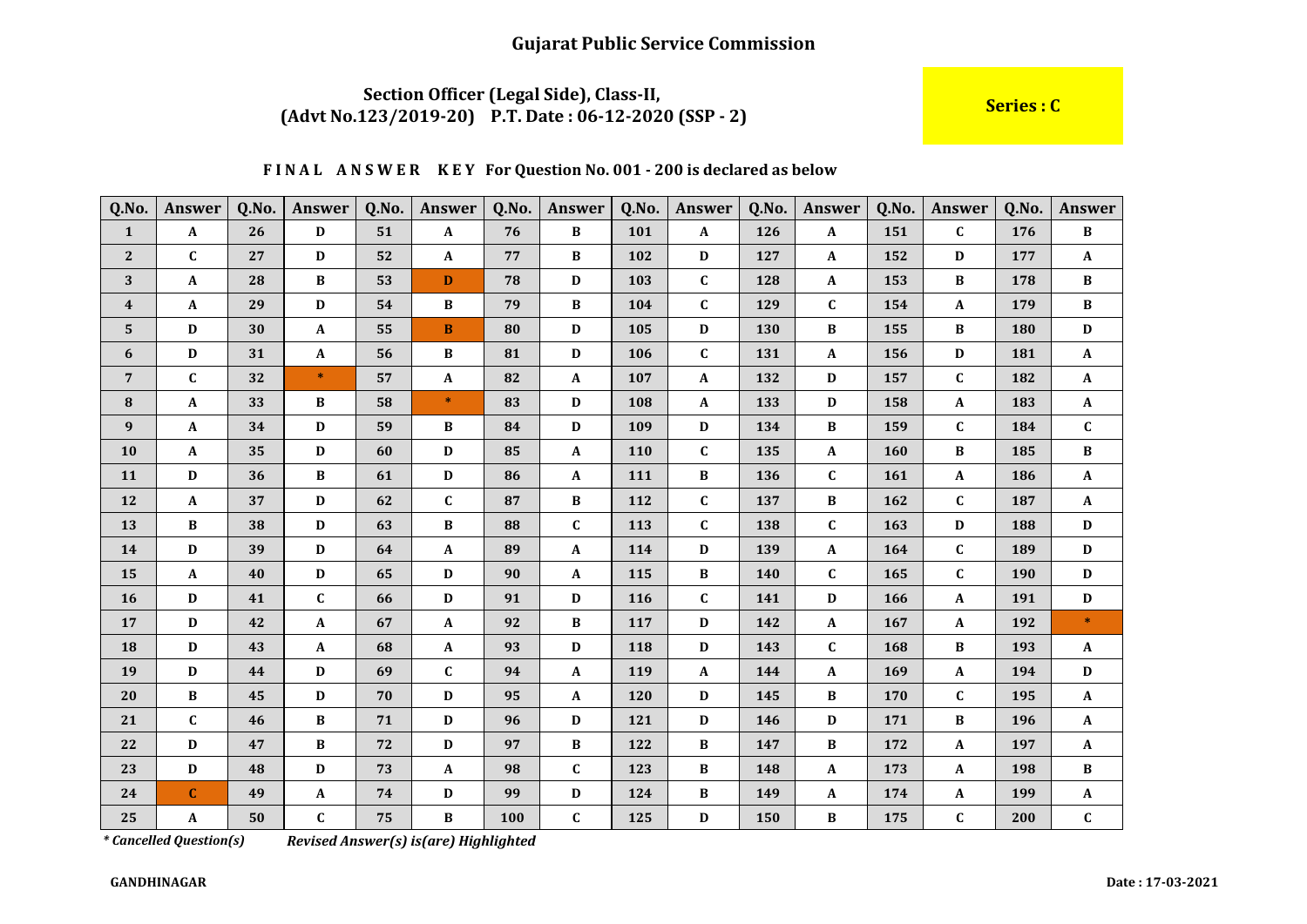# Gujarat Public Service Commission

## Section Officer (Legal Side), Class-II, (Advt No.123/2019-20) P.T. Date : 06-12-2020 (SSP - 2)

**Series : C**

**FINAL ANSWER KEY For Question No. 001 - 200 is declared as below**

| Q.No. | Answer | Q.No. | Answer | Q.No. | Answer | Q.No. | Answer | Q.No. | Answer | Q.No. | Answer | Q.No. | Answer | Q.No. | Answer |
|---|---|---|---|---|---|---|---|---|---|---|---|---|---|---|---|
| 1 | A | 26 | D | 51 | A | 76 | B | 101 | A | 126 | A | 151 | C | 176 | B |
| 2 | C | 27 | D | 52 | A | 77 | B | 102 | D | 127 | A | 152 | D | 177 | A |
| 3 | A | 28 | B | 53 | D | 78 | D | 103 | C | 128 | A | 153 | B | 178 | B |
| 4 | A | 29 | D | 54 | B | 79 | B | 104 | C | 129 | C | 154 | A | 179 | B |
| 5 | D | 30 | A | 55 | B | 80 | D | 105 | D | 130 | B | 155 | B | 180 | D |
| 6 | D | 31 | A | 56 | B | 81 | D | 106 | C | 131 | A | 156 | D | 181 | A |
| 7 | C | 32 | * | 57 | A | 82 | A | 107 | A | 132 | D | 157 | C | 182 | A |
| 8 | A | 33 | B | 58 | * | 83 | D | 108 | A | 133 | D | 158 | A | 183 | A |
| 9 | A | 34 | D | 59 | B | 84 | D | 109 | D | 134 | B | 159 | C | 184 | C |
| 10 | A | 35 | D | 60 | D | 85 | A | 110 | C | 135 | A | 160 | B | 185 | B |
| 11 | D | 36 | B | 61 | D | 86 | A | 111 | B | 136 | C | 161 | A | 186 | A |
| 12 | A | 37 | D | 62 | C | 87 | B | 112 | C | 137 | B | 162 | C | 187 | A |
| 13 | B | 38 | D | 63 | B | 88 | C | 113 | C | 138 | C | 163 | D | 188 | D |
| 14 | D | 39 | D | 64 | A | 89 | A | 114 | D | 139 | A | 164 | C | 189 | D |
| 15 | A | 40 | D | 65 | D | 90 | A | 115 | B | 140 | C | 165 | C | 190 | D |
| 16 | D | 41 | C | 66 | D | 91 | D | 116 | C | 141 | D | 166 | A | 191 | D |
| 17 | D | 42 | A | 67 | A | 92 | B | 117 | D | 142 | A | 167 | A | 192 | * |
| 18 | D | 43 | A | 68 | A | 93 | D | 118 | D | 143 | C | 168 | B | 193 | A |
| 19 | D | 44 | D | 69 | C | 94 | A | 119 | A | 144 | A | 169 | A | 194 | D |
| 20 | B | 45 | D | 70 | D | 95 | A | 120 | D | 145 | B | 170 | C | 195 | A |
| 21 | C | 46 | B | 71 | D | 96 | D | 121 | D | 146 | D | 171 | B | 196 | A |
| 22 | D | 47 | B | 72 | D | 97 | B | 122 | B | 147 | B | 172 | A | 197 | A |
| 23 | D | 48 | D | 73 | A | 98 | C | 123 | B | 148 | A | 173 | A | 198 | B |
| 24 | C | 49 | A | 74 | D | 99 | D | 124 | B | 149 | A | 174 | A | 199 | A |
| 25 | A | 50 | C | 75 | B | 100 | C | 125 | D | 150 | B | 175 | C | 200 | C |

*\* Cancelled Question(s)*   *Revised Answer(s) is(are) Highlighted*

**GANDHINAGAR**   **Date : 17-03-2021**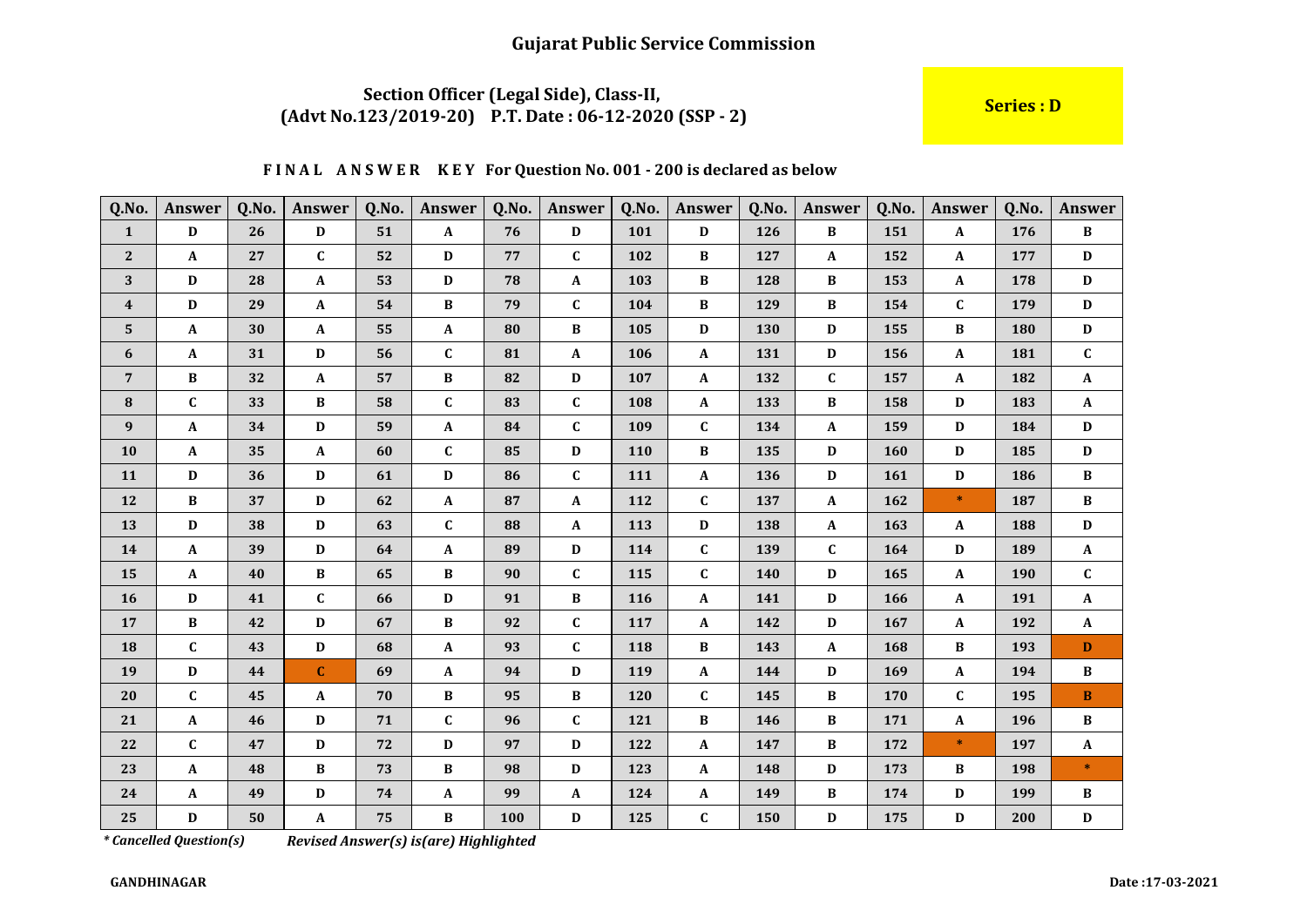# Gujarat Public Service Commission

## Section Officer (Legal Side), Class-II, (Advt No.123/2019-20) P.T. Date : 06-12-2020 (SSP - 2)

**Series : D**

**FINAL ANSWER KEY For Question No. 001 - 200 is declared as below**

| Q.No. | Answer | Q.No. | Answer | Q.No. | Answer | Q.No. | Answer | Q.No. | Answer | Q.No. | Answer | Q.No. | Answer | Q.No. | Answer |
|---|---|---|---|---|---|---|---|---|---|---|---|---|---|---|---|
| 1 | D | 26 | D | 51 | A | 76 | D | 101 | D | 126 | B | 151 | A | 176 | B |
| 2 | A | 27 | C | 52 | D | 77 | C | 102 | B | 127 | A | 152 | A | 177 | D |
| 3 | D | 28 | A | 53 | D | 78 | A | 103 | B | 128 | B | 153 | A | 178 | D |
| 4 | D | 29 | A | 54 | B | 79 | C | 104 | B | 129 | B | 154 | C | 179 | D |
| 5 | A | 30 | A | 55 | A | 80 | B | 105 | D | 130 | D | 155 | B | 180 | D |
| 6 | A | 31 | D | 56 | C | 81 | A | 106 | A | 131 | D | 156 | A | 181 | C |
| 7 | B | 32 | A | 57 | B | 82 | D | 107 | A | 132 | C | 157 | A | 182 | A |
| 8 | C | 33 | B | 58 | C | 83 | C | 108 | A | 133 | B | 158 | D | 183 | A |
| 9 | A | 34 | D | 59 | A | 84 | C | 109 | C | 134 | A | 159 | D | 184 | D |
| 10 | A | 35 | A | 60 | C | 85 | D | 110 | B | 135 | D | 160 | D | 185 | D |
| 11 | D | 36 | D | 61 | D | 86 | C | 111 | A | 136 | D | 161 | D | 186 | B |
| 12 | B | 37 | D | 62 | A | 87 | A | 112 | C | 137 | A | 162 | * | 187 | B |
| 13 | D | 38 | D | 63 | C | 88 | A | 113 | D | 138 | A | 163 | A | 188 | D |
| 14 | A | 39 | D | 64 | A | 89 | D | 114 | C | 139 | C | 164 | D | 189 | A |
| 15 | A | 40 | B | 65 | B | 90 | C | 115 | C | 140 | D | 165 | A | 190 | C |
| 16 | D | 41 | C | 66 | D | 91 | B | 116 | A | 141 | D | 166 | A | 191 | A |
| 17 | B | 42 | D | 67 | B | 92 | C | 117 | A | 142 | D | 167 | A | 192 | A |
| 18 | C | 43 | D | 68 | A | 93 | C | 118 | B | 143 | A | 168 | B | 193 | D |
| 19 | D | 44 | C | 69 | A | 94 | D | 119 | A | 144 | D | 169 | A | 194 | B |
| 20 | C | 45 | A | 70 | B | 95 | B | 120 | C | 145 | B | 170 | C | 195 | B |
| 21 | A | 46 | D | 71 | C | 96 | C | 121 | B | 146 | B | 171 | A | 196 | B |
| 22 | C | 47 | D | 72 | D | 97 | D | 122 | A | 147 | B | 172 | * | 197 | A |
| 23 | A | 48 | B | 73 | B | 98 | D | 123 | A | 148 | D | 173 | B | 198 | * |
| 24 | A | 49 | D | 74 | A | 99 | A | 124 | A | 149 | B | 174 | D | 199 | B |
| 25 | D | 50 | A | 75 | B | 100 | D | 125 | C | 150 | D | 175 | D | 200 | D |

*\* Cancelled Question(s)* *Revised Answer(s) is(are) Highlighted*

**GANDHINAGAR** **Date :17-03-2021**